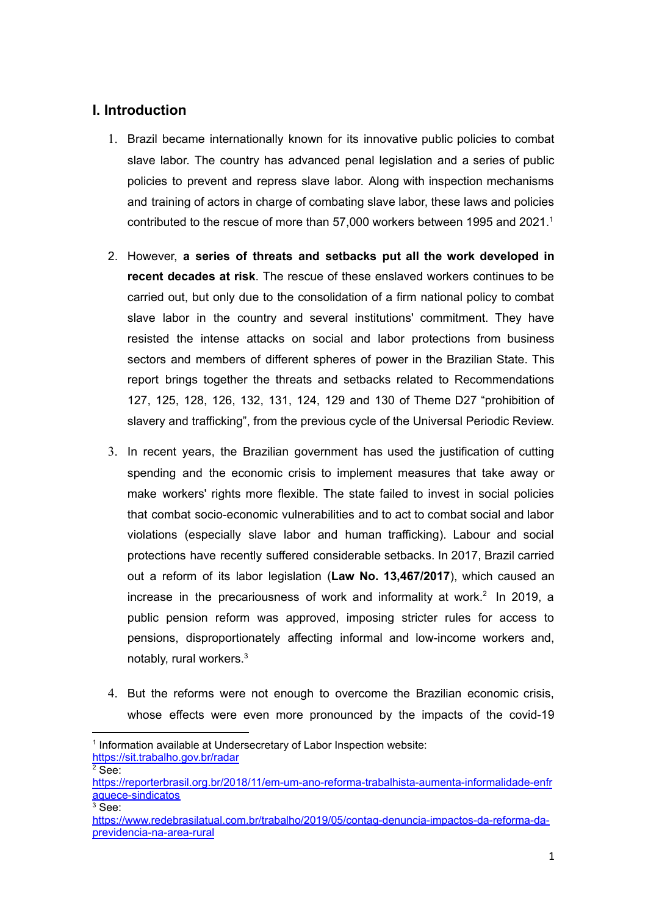## I. Introduction

1. Brazil became internationally known for its innovative public policies to combat slave labor. The country has advanced penal legislation and a series of public policies to prevent and repress slave labor. Along with inspection mechanisms and training of actors in charge of combating slave labor, these laws and policies contributed to the rescue of more than 57,000 workers between 1995 and 2021.[1]

2. However, **a series of threats and setbacks put all the work developed in recent decades at risk**. The rescue of these enslaved workers continues to be carried out, but only due to the consolidation of a firm national policy to combat slave labor in the country and several institutions' commitment. They have resisted the intense attacks on social and labor protections from business sectors and members of different spheres of power in the Brazilian State. This report brings together the threats and setbacks related to Recommendations 127, 125, 128, 126, 132, 131, 124, 129 and 130 of Theme D27 "prohibition of slavery and trafficking", from the previous cycle of the Universal Periodic Review.

3. In recent years, the Brazilian government has used the justification of cutting spending and the economic crisis to implement measures that take away or make workers' rights more flexible. The state failed to invest in social policies that combat socio-economic vulnerabilities and to act to combat social and labor violations (especially slave labor and human trafficking). Labour and social protections have recently suffered considerable setbacks. In 2017, Brazil carried out a reform of its labor legislation (**Law No. 13,467/2017**), which caused an increase in the precariousness of work and informality at work.[2] In 2019, a public pension reform was approved, imposing stricter rules for access to pensions, disproportionately affecting informal and low-income workers and, notably, rural workers.[3]

4. But the reforms were not enough to overcome the Brazilian economic crisis, whose effects were even more pronounced by the impacts of the covid-19

---

[1] Information available at Undersecretary of Labor Inspection website: https://sit.trabalho.gov.br/radar

[2] See: https://reporterbrasil.org.br/2018/11/em-um-ano-reforma-trabalhista-aumenta-informalidade-enfraquece-sindicatos

[3] See: https://www.redebrasilatual.com.br/trabalho/2019/05/contag-denuncia-impactos-da-reforma-da-previdencia-na-area-rural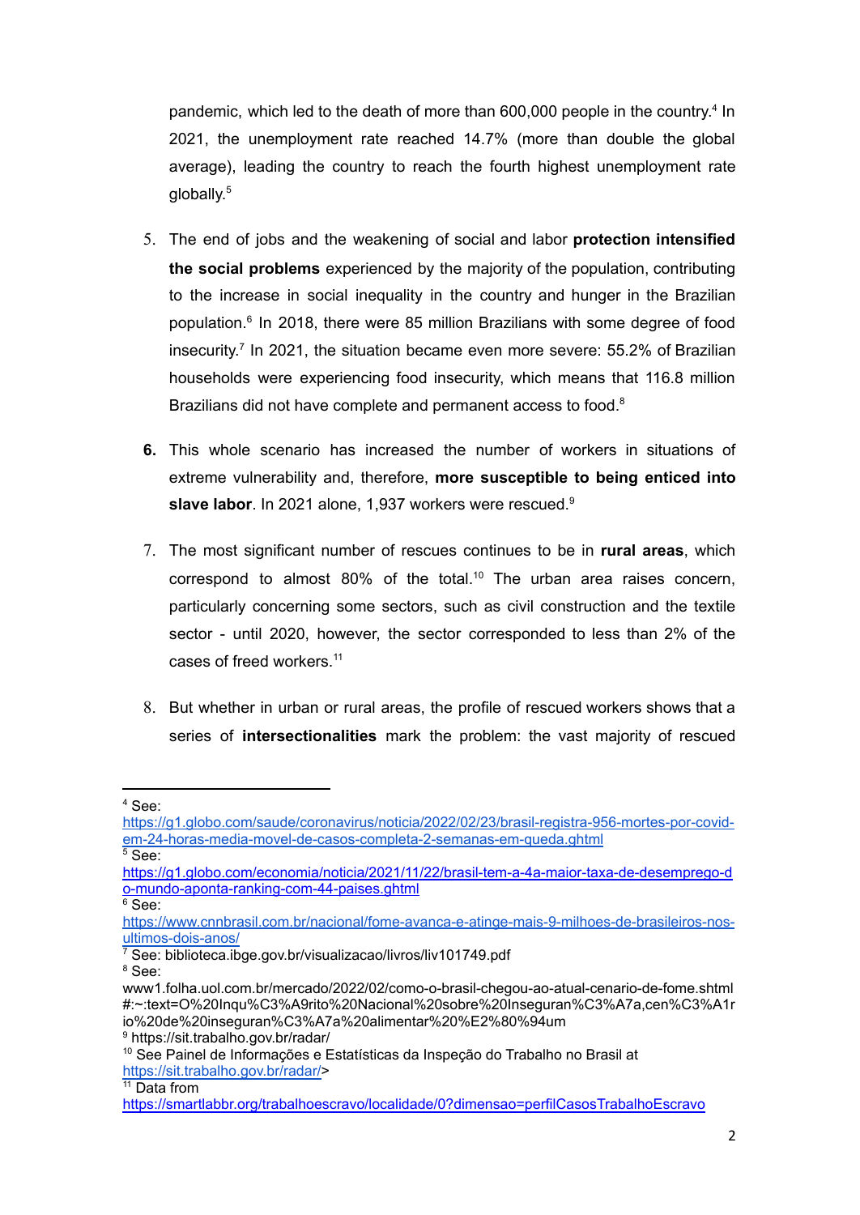pandemic, which led to the death of more than 600,000 people in the country.[4] In 2021, the unemployment rate reached 14.7% (more than double the global average), leading the country to reach the fourth highest unemployment rate globally.[5]

5. The end of jobs and the weakening of social and labor **protection intensified the social problems** experienced by the majority of the population, contributing to the increase in social inequality in the country and hunger in the Brazilian population.[6] In 2018, there were 85 million Brazilians with some degree of food insecurity.[7] In 2021, the situation became even more severe: 55.2% of Brazilian households were experiencing food insecurity, which means that 116.8 million Brazilians did not have complete and permanent access to food.[8]

6. This whole scenario has increased the number of workers in situations of extreme vulnerability and, therefore, **more susceptible to being enticed into slave labor**. In 2021 alone, 1,937 workers were rescued.[9]

7. The most significant number of rescues continues to be in **rural areas**, which correspond to almost 80% of the total.[10] The urban area raises concern, particularly concerning some sectors, such as civil construction and the textile sector - until 2020, however, the sector corresponded to less than 2% of the cases of freed workers.[11]

8. But whether in urban or rural areas, the profile of rescued workers shows that a series of **intersectionalities** mark the problem: the vast majority of rescued

---

[4] See: https://g1.globo.com/saude/coronavirus/noticia/2022/02/23/brasil-registra-956-mortes-por-covid-em-24-horas-media-movel-de-casos-completa-2-semanas-em-queda.ghtml

[5] See: https://g1.globo.com/economia/noticia/2021/11/22/brasil-tem-a-4a-maior-taxa-de-desemprego-do-mundo-aponta-ranking-com-44-paises.ghtml

[6] See: https://www.cnnbrasil.com.br/nacional/fome-avanca-e-atinge-mais-9-milhoes-de-brasileiros-nos-ultimos-dois-anos/

[7] See: biblioteca.ibge.gov.br/visualizacao/livros/liv101749.pdf

[8] See: www1.folha.uol.com.br/mercado/2022/02/como-o-brasil-chegou-ao-atual-cenario-de-fome.shtml#:~:text=O%20Inqu%C3%A9rito%20Nacional%20sobre%20Inseguran%C3%A7a,cen%C3%A1rio%20de%20inseguran%C3%A7a%20alimentar%20%E2%80%94um

[9] https://sit.trabalho.gov.br/radar/

[10] See Painel de Informações e Estatísticas da Inspeção do Trabalho no Brasil at https://sit.trabalho.gov.br/radar/>

[11] Data from https://smartlabbr.org/trabalhoescravo/localidade/0?dimensao=perfilCasosTrabalhoEscravo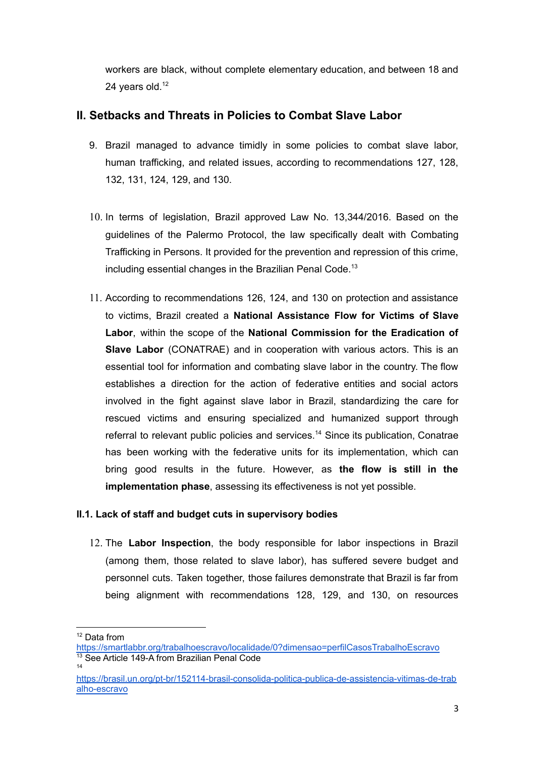workers are black, without complete elementary education, and between 18 and 24 years old.[12]

## II. Setbacks and Threats in Policies to Combat Slave Labor

9. Brazil managed to advance timidly in some policies to combat slave labor, human trafficking, and related issues, according to recommendations 127, 128, 132, 131, 124, 129, and 130.

10. In terms of legislation, Brazil approved Law No. 13,344/2016. Based on the guidelines of the Palermo Protocol, the law specifically dealt with Combating Trafficking in Persons. It provided for the prevention and repression of this crime, including essential changes in the Brazilian Penal Code.[13]

11. According to recommendations 126, 124, and 130 on protection and assistance to victims, Brazil created a **National Assistance Flow for Victims of Slave Labor**, within the scope of the **National Commission for the Eradication of Slave Labor** (CONATRAE) and in cooperation with various actors. This is an essential tool for information and combating slave labor in the country. The flow establishes a direction for the action of federative entities and social actors involved in the fight against slave labor in Brazil, standardizing the care for rescued victims and ensuring specialized and humanized support through referral to relevant public policies and services.[14] Since its publication, Conatrae has been working with the federative units for its implementation, which can bring good results in the future. However, as **the flow is still in the implementation phase**, assessing its effectiveness is not yet possible.

### II.1. Lack of staff and budget cuts in supervisory bodies

12. The **Labor Inspection**, the body responsible for labor inspections in Brazil (among them, those related to slave labor), has suffered severe budget and personnel cuts. Taken together, those failures demonstrate that Brazil is far from being alignment with recommendations 128, 129, and 130, on resources

---

[12] Data from https://smartlabbr.org/trabalhoescravo/localidade/0?dimensao=perfilCasosTrabalhoEscravo

[13] See Article 149-A from Brazilian Penal Code

[14] https://brasil.un.org/pt-br/152114-brasil-consolida-politica-publica-de-assistencia-vitimas-de-trabalho-escravo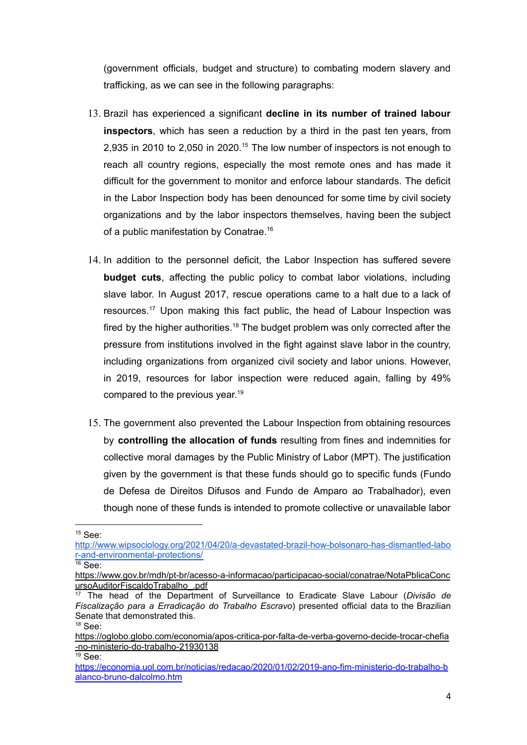(government officials, budget and structure) to combating modern slavery and trafficking, as we can see in the following paragraphs:

13. Brazil has experienced a significant **decline in its number of trained labour inspectors**, which has seen a reduction by a third in the past ten years, from 2,935 in 2010 to 2,050 in 2020.[15] The low number of inspectors is not enough to reach all country regions, especially the most remote ones and has made it difficult for the government to monitor and enforce labour standards. The deficit in the Labor Inspection body has been denounced for some time by civil society organizations and by the labor inspectors themselves, having been the subject of a public manifestation by Conatrae.[16]

14. In addition to the personnel deficit, the Labor Inspection has suffered severe **budget cuts**, affecting the public policy to combat labor violations, including slave labor. In August 2017, rescue operations came to a halt due to a lack of resources.[17] Upon making this fact public, the head of Labour Inspection was fired by the higher authorities.[18] The budget problem was only corrected after the pressure from institutions involved in the fight against slave labor in the country, including organizations from organized civil society and labor unions. However, in 2019, resources for labor inspection were reduced again, falling by 49% compared to the previous year.[19]

15. The government also prevented the Labour Inspection from obtaining resources by **controlling the allocation of funds** resulting from fines and indemnities for collective moral damages by the Public Ministry of Labor (MPT). The justification given by the government is that these funds should go to specific funds (Fundo de Defesa de Direitos Difusos and Fundo de Amparo ao Trabalhador), even though none of these funds is intended to promote collective or unavailable labor

---

[15] See: http://www.wipsociology.org/2021/04/20/a-devastated-brazil-how-bolsonaro-has-dismantled-labor-and-environmental-protections/

[16] See: https://www.gov.br/mdh/pt-br/acesso-a-informacao/participacao-social/conatrae/NotaPblicaConcursoAuditorFiscaldoTrabalho_.pdf

[17] The head of the Department of Surveillance to Eradicate Slave Labour (*Divisão de Fiscalização para a Erradicação do Trabalho Escravo*) presented official data to the Brazilian Senate that demonstrated this.

[18] See: https://oglobo.globo.com/economia/apos-critica-por-falta-de-verba-governo-decide-trocar-chefia-no-ministerio-do-trabalho-21930138

[19] See: https://economia.uol.com.br/noticias/redacao/2020/01/02/2019-ano-fim-ministerio-do-trabalho-balanco-bruno-dalcolmo.htm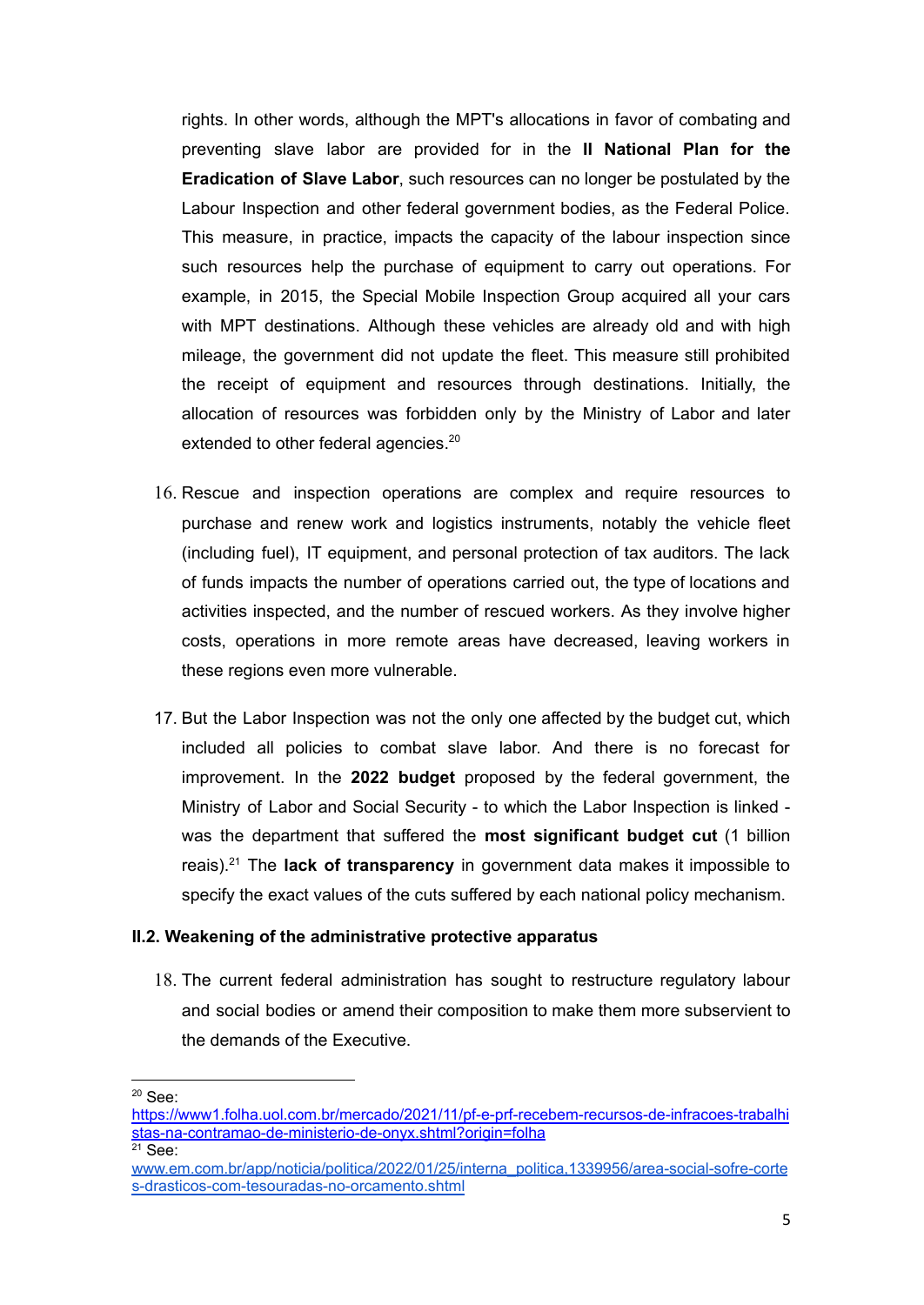rights. In other words, although the MPT's allocations in favor of combating and preventing slave labor are provided for in the **II National Plan for the Eradication of Slave Labor**, such resources can no longer be postulated by the Labour Inspection and other federal government bodies, as the Federal Police. This measure, in practice, impacts the capacity of the labour inspection since such resources help the purchase of equipment to carry out operations. For example, in 2015, the Special Mobile Inspection Group acquired all your cars with MPT destinations. Although these vehicles are already old and with high mileage, the government did not update the fleet. This measure still prohibited the receipt of equipment and resources through destinations. Initially, the allocation of resources was forbidden only by the Ministry of Labor and later extended to other federal agencies.[20]

16. Rescue and inspection operations are complex and require resources to purchase and renew work and logistics instruments, notably the vehicle fleet (including fuel), IT equipment, and personal protection of tax auditors. The lack of funds impacts the number of operations carried out, the type of locations and activities inspected, and the number of rescued workers. As they involve higher costs, operations in more remote areas have decreased, leaving workers in these regions even more vulnerable.

17. But the Labor Inspection was not the only one affected by the budget cut, which included all policies to combat slave labor. And there is no forecast for improvement. In the **2022 budget** proposed by the federal government, the Ministry of Labor and Social Security - to which the Labor Inspection is linked - was the department that suffered the **most significant budget cut** (1 billion reais).[21] The **lack of transparency** in government data makes it impossible to specify the exact values of the cuts suffered by each national policy mechanism.

### II.2. Weakening of the administrative protective apparatus

18. The current federal administration has sought to restructure regulatory labour and social bodies or amend their composition to make them more subservient to the demands of the Executive.

---

[20] See: https://www1.folha.uol.com.br/mercado/2021/11/pf-e-prf-recebem-recursos-de-infracoes-trabalhistas-na-contramao-de-ministerio-de-onyx.shtml?origin=folha

[21] See: www.em.com.br/app/noticia/politica/2022/01/25/interna_politica,1339956/area-social-sofre-cortes-drasticos-com-tesouradas-no-orcamento.shtml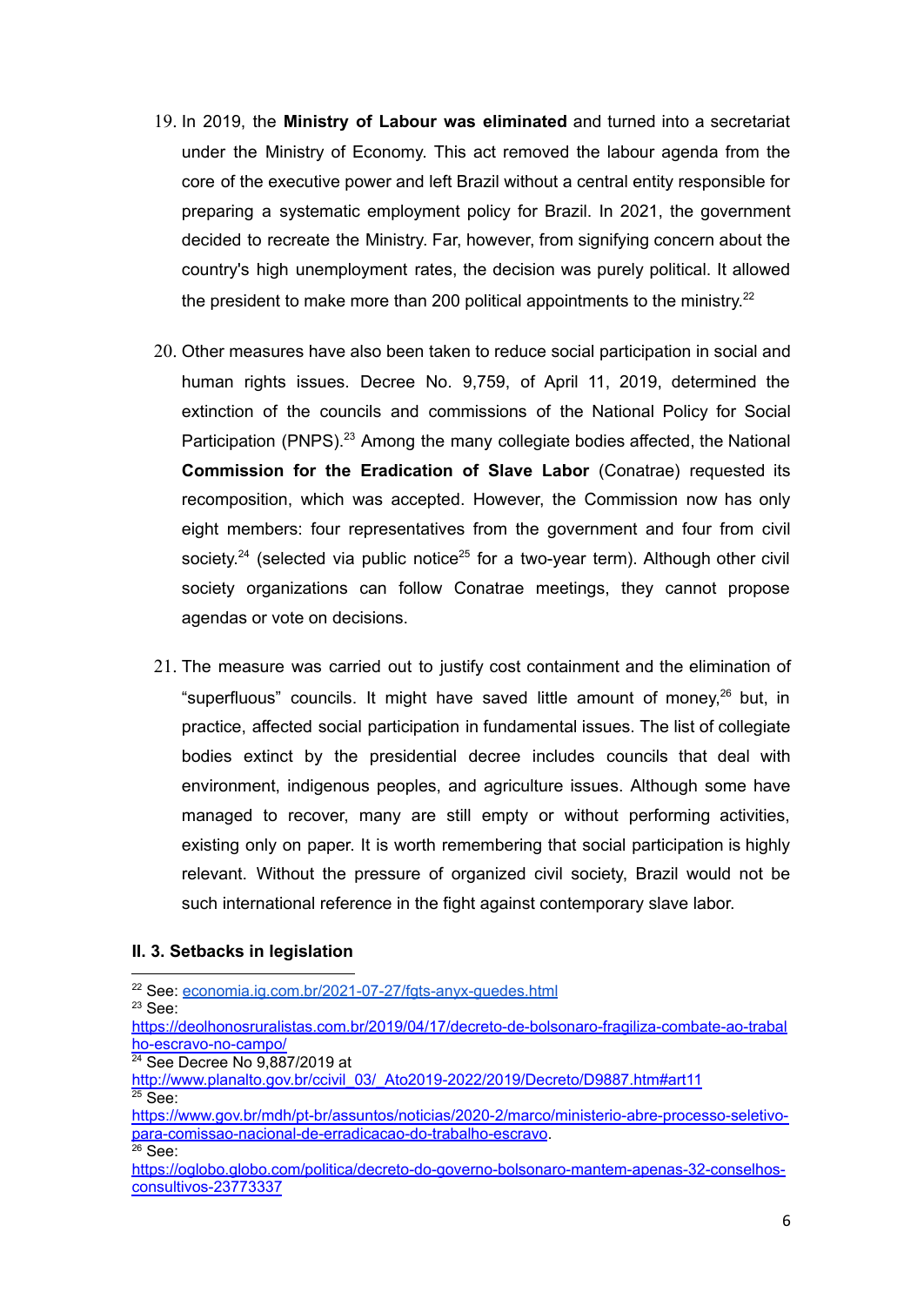19. In 2019, the **Ministry of Labour was eliminated** and turned into a secretariat under the Ministry of Economy. This act removed the labour agenda from the core of the executive power and left Brazil without a central entity responsible for preparing a systematic employment policy for Brazil. In 2021, the government decided to recreate the Ministry. Far, however, from signifying concern about the country's high unemployment rates, the decision was purely political. It allowed the president to make more than 200 political appointments to the ministry.[22]

20. Other measures have also been taken to reduce social participation in social and human rights issues. Decree No. 9,759, of April 11, 2019, determined the extinction of the councils and commissions of the National Policy for Social Participation (PNPS).[23] Among the many collegiate bodies affected, the National **Commission for the Eradication of Slave Labor** (Conatrae) requested its recomposition, which was accepted. However, the Commission now has only eight members: four representatives from the government and four from civil society.[24] (selected via public notice[25] for a two-year term). Although other civil society organizations can follow Conatrae meetings, they cannot propose agendas or vote on decisions.

21. The measure was carried out to justify cost containment and the elimination of "superfluous" councils. It might have saved little amount of money,[26] but, in practice, affected social participation in fundamental issues. The list of collegiate bodies extinct by the presidential decree includes councils that deal with environment, indigenous peoples, and agriculture issues. Although some have managed to recover, many are still empty or without performing activities, existing only on paper. It is worth remembering that social participation is highly relevant. Without the pressure of organized civil society, Brazil would not be such international reference in the fight against contemporary slave labor.

### II. 3. Setbacks in legislation

---

[22] See: economia.ig.com.br/2021-07-27/fgts-anyx-guedes.html

[23] See: https://deolhonosruralistas.com.br/2019/04/17/decreto-de-bolsonaro-fragiliza-combate-ao-trabalho-escravo-no-campo/

[24] See Decree No 9,887/2019 at http://www.planalto.gov.br/ccivil_03/_Ato2019-2022/2019/Decreto/D9887.htm#art11

[25] See: https://www.gov.br/mdh/pt-br/assuntos/noticias/2020-2/marco/ministerio-abre-processo-seletivo-para-comissao-nacional-de-erradicacao-do-trabalho-escravo.

[26] See: https://oglobo.globo.com/politica/decreto-do-governo-bolsonaro-mantem-apenas-32-conselhos-consultivos-23773337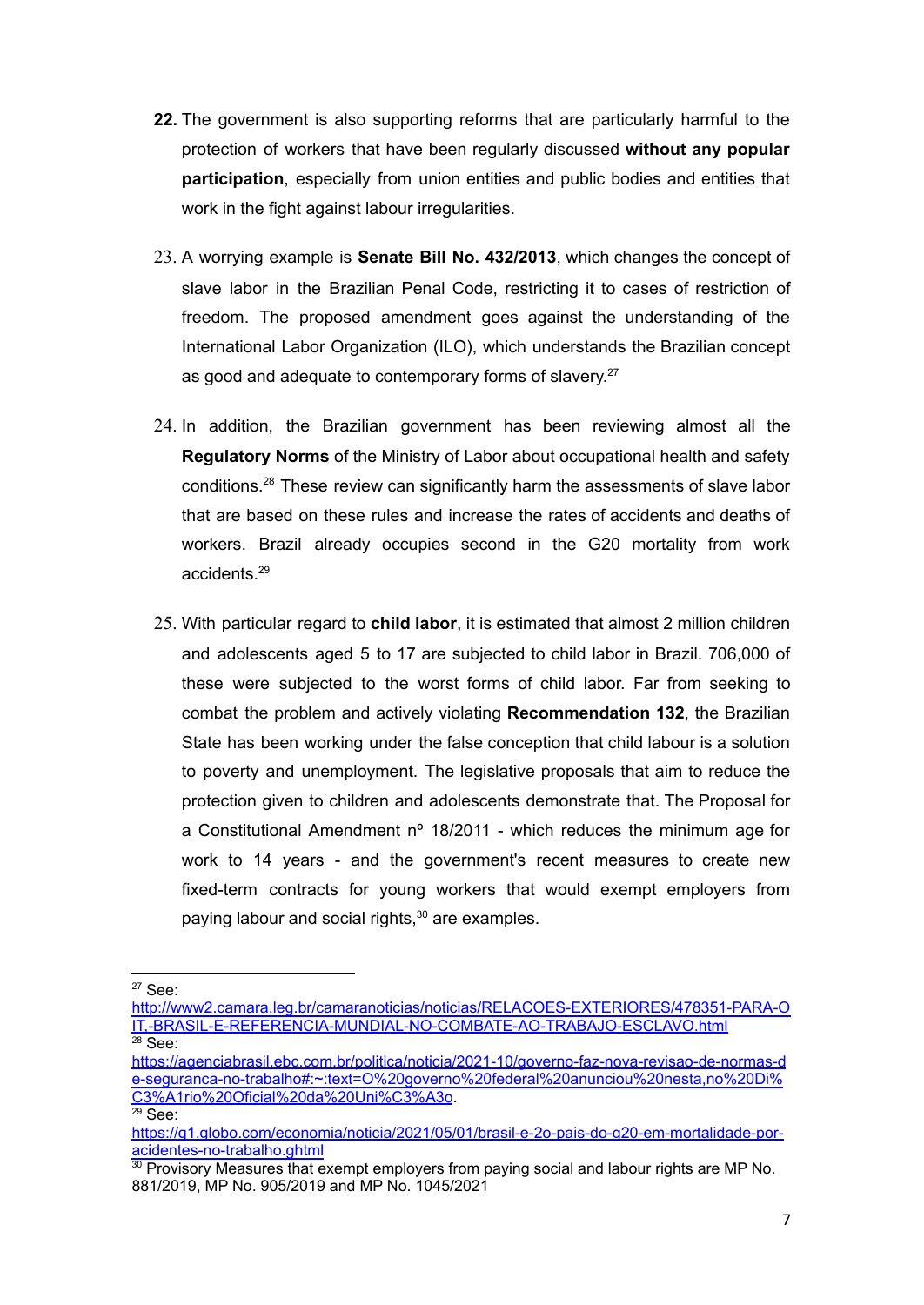**22.** The government is also supporting reforms that are particularly harmful to the protection of workers that have been regularly discussed **without any popular participation**, especially from union entities and public bodies and entities that work in the fight against labour irregularities.

23. A worrying example is **Senate Bill No. 432/2013**, which changes the concept of slave labor in the Brazilian Penal Code, restricting it to cases of restriction of freedom. The proposed amendment goes against the understanding of the International Labor Organization (ILO), which understands the Brazilian concept as good and adequate to contemporary forms of slavery.[27]

24. In addition, the Brazilian government has been reviewing almost all the **Regulatory Norms** of the Ministry of Labor about occupational health and safety conditions.[28] These review can significantly harm the assessments of slave labor that are based on these rules and increase the rates of accidents and deaths of workers. Brazil already occupies second in the G20 mortality from work accidents.[29]

25. With particular regard to **child labor**, it is estimated that almost 2 million children and adolescents aged 5 to 17 are subjected to child labor in Brazil. 706,000 of these were subjected to the worst forms of child labor. Far from seeking to combat the problem and actively violating **Recommendation 132**, the Brazilian State has been working under the false conception that child labour is a solution to poverty and unemployment. The legislative proposals that aim to reduce the protection given to children and adolescents demonstrate that. The Proposal for a Constitutional Amendment nº 18/2011 - which reduces the minimum age for work to 14 years - and the government's recent measures to create new fixed-term contracts for young workers that would exempt employers from paying labour and social rights,[30] are examples.

---

[27] See: http://www2.camara.leg.br/camaranoticias/noticias/RELACOES-EXTERIORES/478351-PARA-OIT.-BRASIL-E-REFERENCIA-MUNDIAL-NO-COMBATE-AO-TRABAJO-ESCLAVO.html

[28] See: https://agenciabrasil.ebc.com.br/politica/noticia/2021-10/governo-faz-nova-revisao-de-normas-de-seguranca-no-trabalho#:~:text=O%20governo%20federal%20anunciou%20nesta,no%20Di%C3%A1rio%20Oficial%20da%20Uni%C3%A3o.

[29] See: https://g1.globo.com/economia/noticia/2021/05/01/brasil-e-2o-pais-do-g20-em-mortalidade-por-acidentes-no-trabalho.ghtml

[30] Provisory Measures that exempt employers from paying social and labour rights are MP No. 881/2019, MP No. 905/2019 and MP No. 1045/2021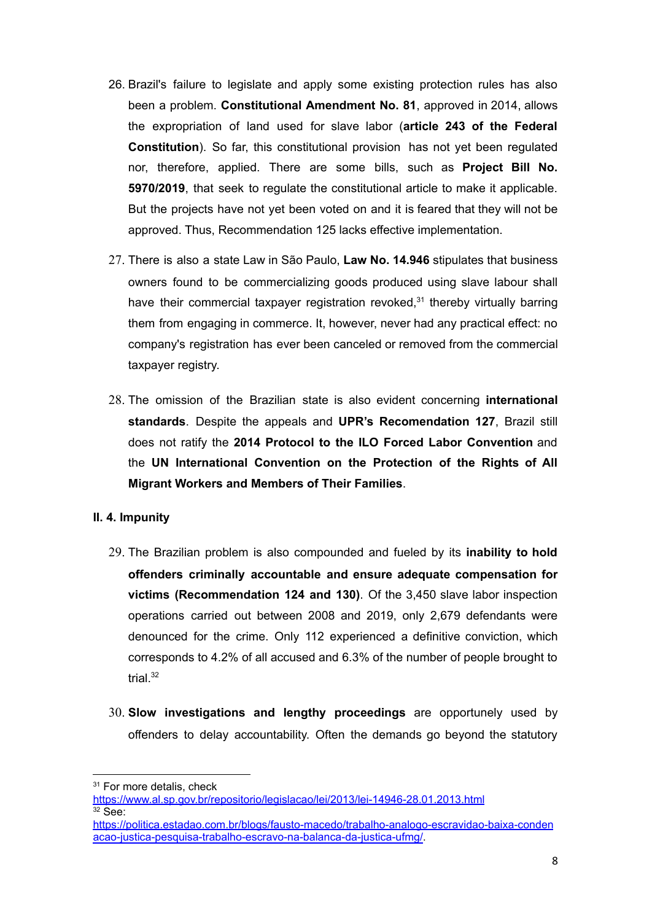26. Brazil's failure to legislate and apply some existing protection rules has also been a problem. **Constitutional Amendment No. 81**, approved in 2014, allows the expropriation of land used for slave labor (**article 243 of the Federal Constitution**). So far, this constitutional provision has not yet been regulated nor, therefore, applied. There are some bills, such as **Project Bill No. 5970/2019**, that seek to regulate the constitutional article to make it applicable. But the projects have not yet been voted on and it is feared that they will not be approved. Thus, Recommendation 125 lacks effective implementation.

27. There is also a state Law in São Paulo, **Law No. 14.946** stipulates that business owners found to be commercializing goods produced using slave labour shall have their commercial taxpayer registration revoked,[31] thereby virtually barring them from engaging in commerce. It, however, never had any practical effect: no company's registration has ever been canceled or removed from the commercial taxpayer registry.

28. The omission of the Brazilian state is also evident concerning **international standards**. Despite the appeals and **UPR's Recomendation 127**, Brazil still does not ratify the **2014 Protocol to the ILO Forced Labor Convention** and the **UN International Convention on the Protection of the Rights of All Migrant Workers and Members of Their Families**.

**II. 4. Impunity**

29. The Brazilian problem is also compounded and fueled by its **inability to hold offenders criminally accountable and ensure adequate compensation for victims (Recommendation 124 and 130)**. Of the 3,450 slave labor inspection operations carried out between 2008 and 2019, only 2,679 defendants were denounced for the crime. Only 112 experienced a definitive conviction, which corresponds to 4.2% of all accused and 6.3% of the number of people brought to trial.[32]

30. **Slow investigations and lengthy proceedings** are opportunely used by offenders to delay accountability. Often the demands go beyond the statutory

---

[31] For more detalis, check https://www.al.sp.gov.br/repositorio/legislacao/lei/2013/lei-14946-28.01.2013.html

[32] See: https://politica.estadao.com.br/blogs/fausto-macedo/trabalho-analogo-escravidao-baixa-condenacao-justica-pesquisa-trabalho-escravo-na-balanca-da-justica-ufmg/.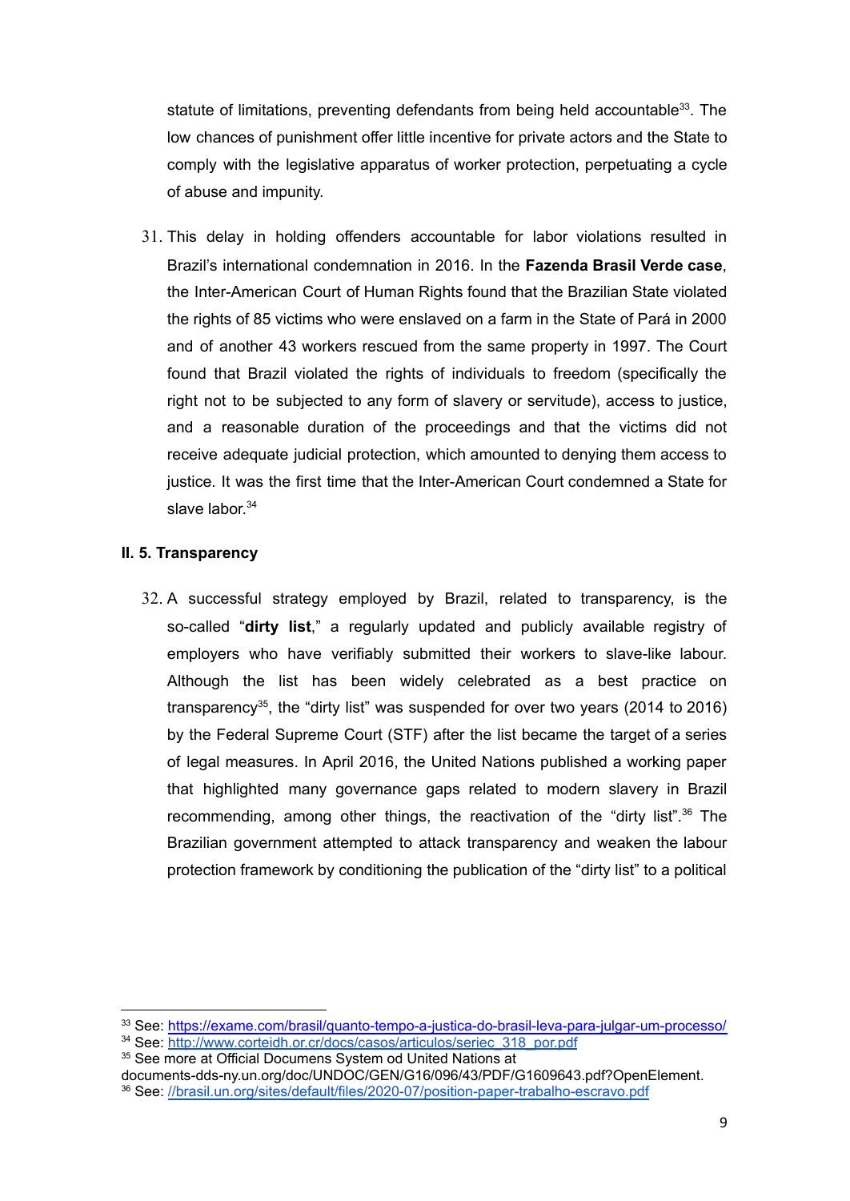statute of limitations, preventing defendants from being held accountable[33]. The low chances of punishment offer little incentive for private actors and the State to comply with the legislative apparatus of worker protection, perpetuating a cycle of abuse and impunity.

31. This delay in holding offenders accountable for labor violations resulted in Brazil's international condemnation in 2016. In the **Fazenda Brasil Verde case**, the Inter-American Court of Human Rights found that the Brazilian State violated the rights of 85 victims who were enslaved on a farm in the State of Pará in 2000 and of another 43 workers rescued from the same property in 1997. The Court found that Brazil violated the rights of individuals to freedom (specifically the right not to be subjected to any form of slavery or servitude), access to justice, and a reasonable duration of the proceedings and that the victims did not receive adequate judicial protection, which amounted to denying them access to justice. It was the first time that the Inter-American Court condemned a State for slave labor.[34]

### II. 5. Transparency

32. A successful strategy employed by Brazil, related to transparency, is the so-called "**dirty list**," a regularly updated and publicly available registry of employers who have verifiably submitted their workers to slave-like labour. Although the list has been widely celebrated as a best practice on transparency[35], the "dirty list" was suspended for over two years (2014 to 2016) by the Federal Supreme Court (STF) after the list became the target of a series of legal measures. In April 2016, the United Nations published a working paper that highlighted many governance gaps related to modern slavery in Brazil recommending, among other things, the reactivation of the "dirty list".[36] The Brazilian government attempted to attack transparency and weaken the labour protection framework by conditioning the publication of the "dirty list" to a political

---

[33] See: https://exame.com/brasil/quanto-tempo-a-justica-do-brasil-leva-para-julgar-um-processo/

[34] See: http://www.corteidh.or.cr/docs/casos/articulos/seriec_318_por.pdf

[35] See more at Official Documens System od United Nations at documents-dds-ny.un.org/doc/UNDOC/GEN/G16/096/43/PDF/G1609643.pdf?OpenElement.

[36] See: //brasil.un.org/sites/default/files/2020-07/position-paper-trabalho-escravo.pdf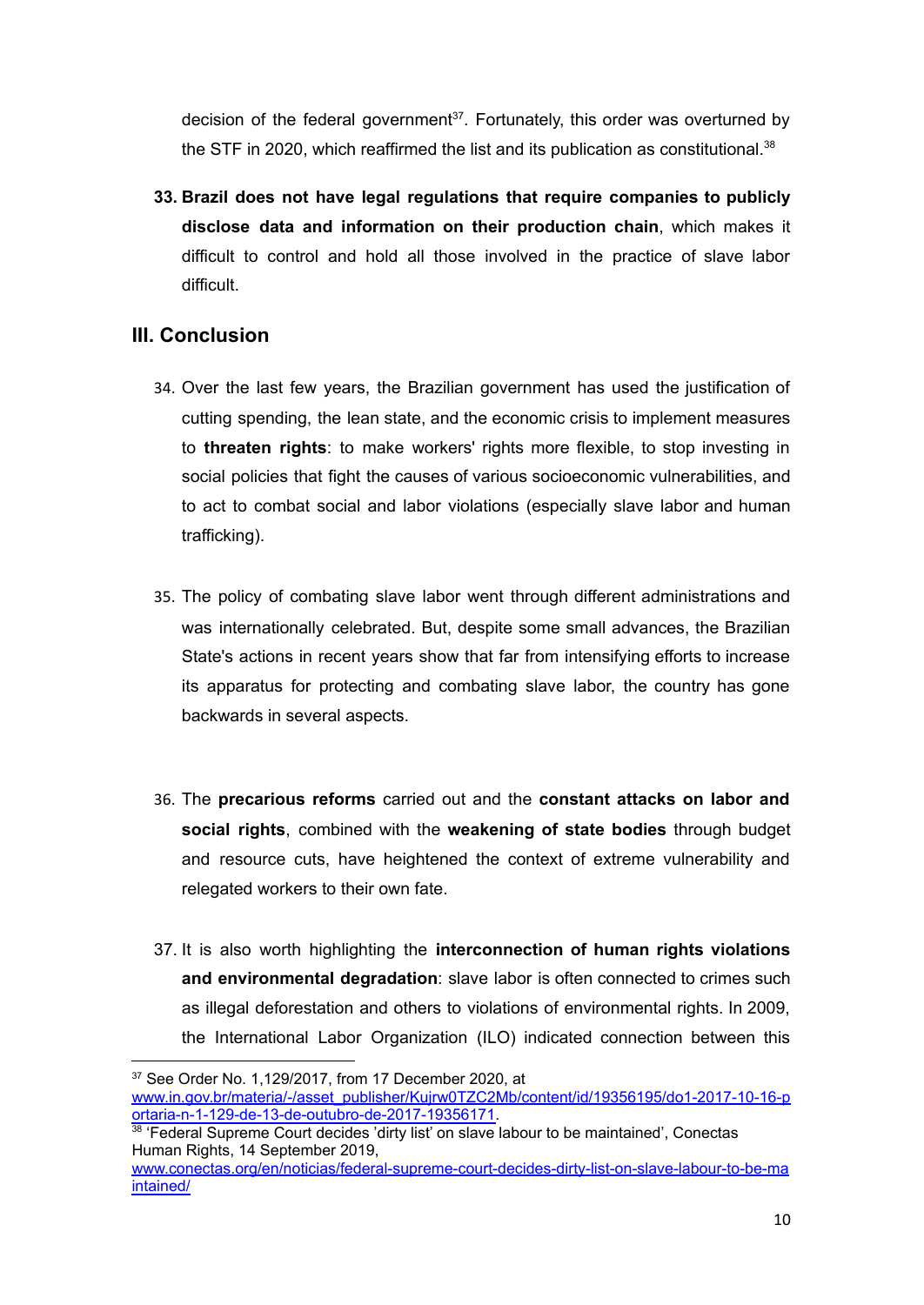decision of the federal government[37]. Fortunately, this order was overturned by the STF in 2020, which reaffirmed the list and its publication as constitutional.[38]

33. **Brazil does not have legal regulations that require companies to publicly disclose data and information on their production chain**, which makes it difficult to control and hold all those involved in the practice of slave labor difficult.

## III. Conclusion

34. Over the last few years, the Brazilian government has used the justification of cutting spending, the lean state, and the economic crisis to implement measures to **threaten rights**: to make workers' rights more flexible, to stop investing in social policies that fight the causes of various socioeconomic vulnerabilities, and to act to combat social and labor violations (especially slave labor and human trafficking).

35. The policy of combating slave labor went through different administrations and was internationally celebrated. But, despite some small advances, the Brazilian State's actions in recent years show that far from intensifying efforts to increase its apparatus for protecting and combating slave labor, the country has gone backwards in several aspects.

36. The **precarious reforms** carried out and the **constant attacks on labor and social rights**, combined with the **weakening of state bodies** through budget and resource cuts, have heightened the context of extreme vulnerability and relegated workers to their own fate.

37. It is also worth highlighting the **interconnection of human rights violations and environmental degradation**: slave labor is often connected to crimes such as illegal deforestation and others to violations of environmental rights. In 2009, the International Labor Organization (ILO) indicated connection between this

---

[37] See Order No. 1,129/2017, from 17 December 2020, at www.in.gov.br/materia/-/asset_publisher/Kujrw0TZC2Mb/content/id/19356195/do1-2017-10-16-portaria-n-1-129-de-13-de-outubro-de-2017-19356171.

[38] 'Federal Supreme Court decides 'dirty list' on slave labour to be maintained', Conectas Human Rights, 14 September 2019, www.conectas.org/en/noticias/federal-supreme-court-decides-dirty-list-on-slave-labour-to-be-maintained/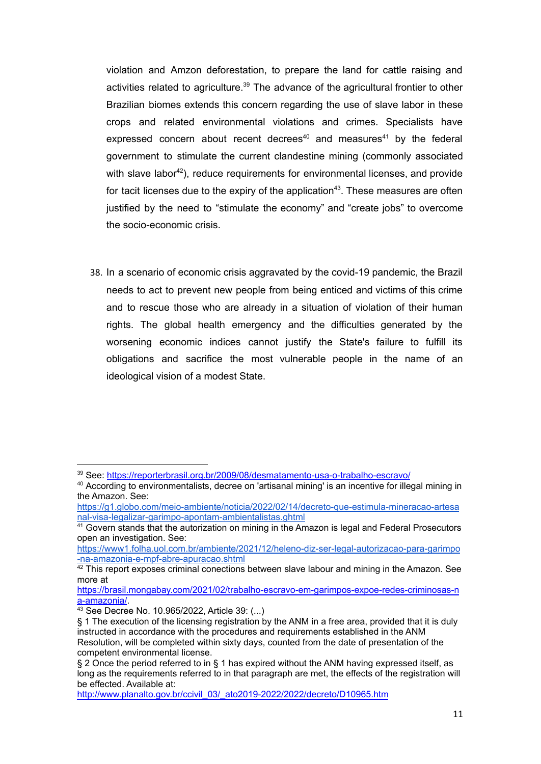violation and Amzon deforestation, to prepare the land for cattle raising and activities related to agriculture.[39] The advance of the agricultural frontier to other Brazilian biomes extends this concern regarding the use of slave labor in these crops and related environmental violations and crimes. Specialists have expressed concern about recent decrees[40] and measures[41] by the federal government to stimulate the current clandestine mining (commonly associated with slave labor[42]), reduce requirements for environmental licenses, and provide for tacit licenses due to the expiry of the application[43]. These measures are often justified by the need to "stimulate the economy" and "create jobs" to overcome the socio-economic crisis.

38. In a scenario of economic crisis aggravated by the covid-19 pandemic, the Brazil needs to act to prevent new people from being enticed and victims of this crime and to rescue those who are already in a situation of violation of their human rights. The global health emergency and the difficulties generated by the worsening economic indices cannot justify the State's failure to fulfill its obligations and sacrifice the most vulnerable people in the name of an ideological vision of a modest State.

---

[39] See: https://reporterbrasil.org.br/2009/08/desmatamento-usa-o-trabalho-escravo/

[40] According to environmentalists, decree on 'artisanal mining' is an incentive for illegal mining in the Amazon. See: https://g1.globo.com/meio-ambiente/noticia/2022/02/14/decreto-que-estimula-mineracao-artesanal-visa-legalizar-garimpo-apontam-ambientalistas.ghtml

[41] Govern stands that the autorization on mining in the Amazon is legal and Federal Prosecutors open an investigation. See: https://www1.folha.uol.com.br/ambiente/2021/12/heleno-diz-ser-legal-autorizacao-para-garimpo-na-amazonia-e-mpf-abre-apuracao.shtml

[42] This report exposes criminal conections between slave labour and mining in the Amazon. See more at https://brasil.mongabay.com/2021/02/trabalho-escravo-em-garimpos-expoe-redes-criminosas-na-amazonia/.

[43] See Decree No. 10.965/2022, Article 39: (...)

§ 1 The execution of the licensing registration by the ANM in a free area, provided that it is duly instructed in accordance with the procedures and requirements established in the ANM Resolution, will be completed within sixty days, counted from the date of presentation of the competent environmental license.

§ 2 Once the period referred to in § 1 has expired without the ANM having expressed itself, as long as the requirements referred to in that paragraph are met, the effects of the registration will be effected. Available at: http://www.planalto.gov.br/ccivil_03/_ato2019-2022/2022/decreto/D10965.htm